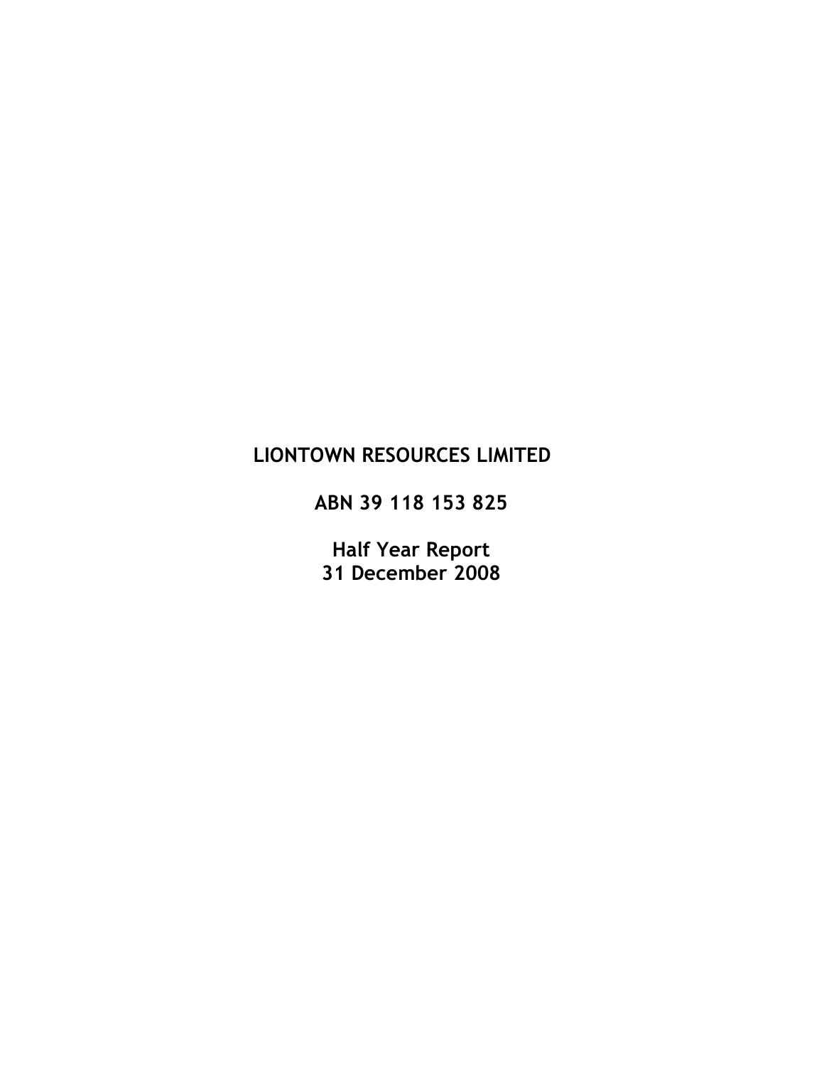# LIONTOWN RESOURCES LIMITED

**ABN 39 118 153 825**

**Half Year Report**
**31 December 2008**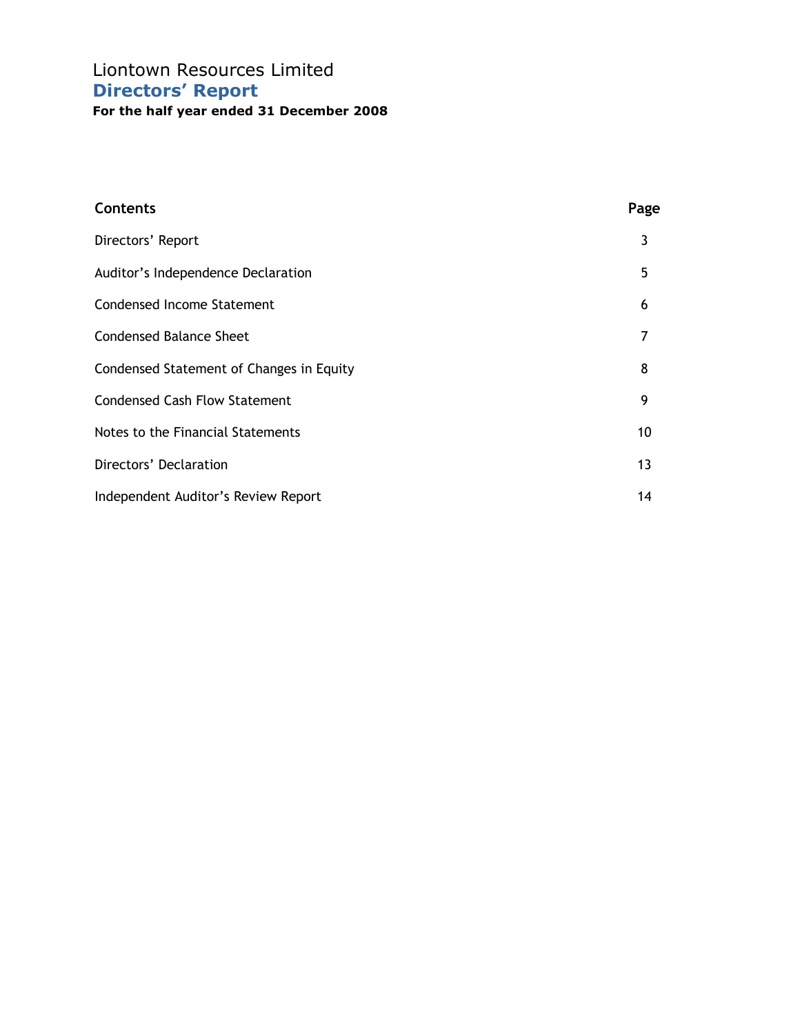Liontown Resources Limited

# Directors' Report

**For the half year ended 31 December 2008**

| Contents | Page |
| --- | --- |
| Directors' Report | 3 |
| Auditor's Independence Declaration | 5 |
| Condensed Income Statement | 6 |
| Condensed Balance Sheet | 7 |
| Condensed Statement of Changes in Equity | 8 |
| Condensed Cash Flow Statement | 9 |
| Notes to the Financial Statements | 10 |
| Directors' Declaration | 13 |
| Independent Auditor's Review Report | 14 |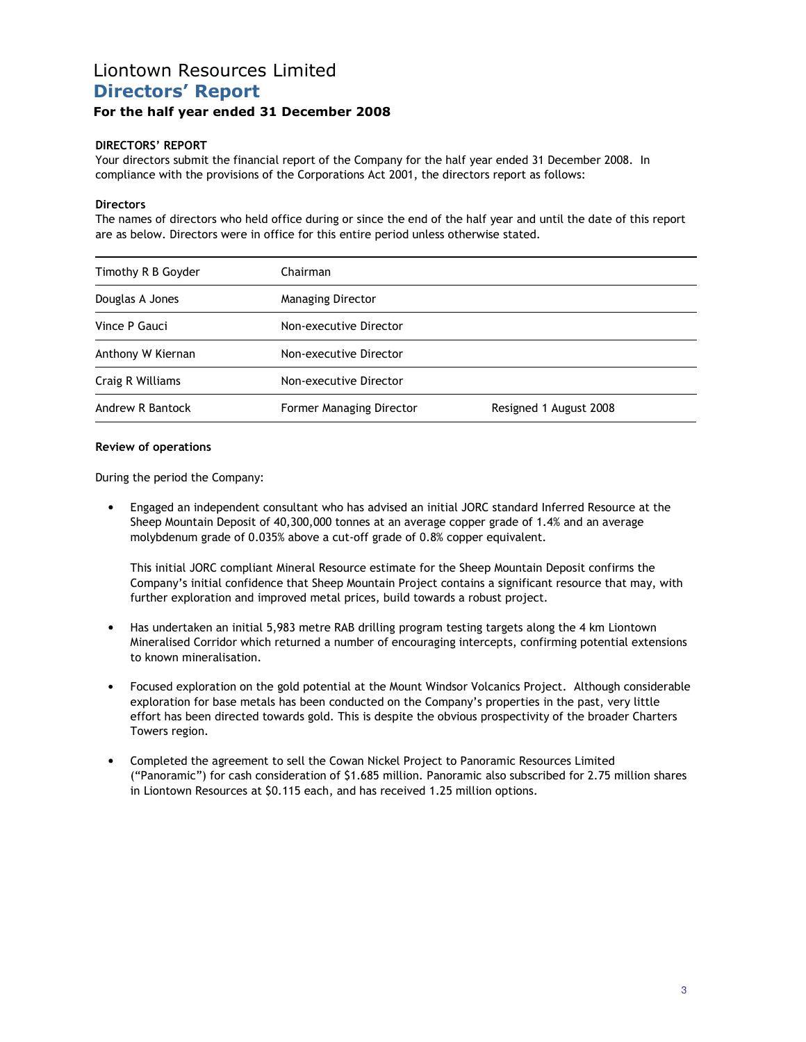# Liontown Resources Limited

## Directors' Report

### For the half year ended 31 December 2008

**DIRECTORS' REPORT**

Your directors submit the financial report of the Company for the half year ended 31 December 2008. In compliance with the provisions of the Corporations Act 2001, the directors report as follows:

**Directors**

The names of directors who held office during or since the end of the half year and until the date of this report are as below. Directors were in office for this entire period unless otherwise stated.

| | | |
|---|---|---|
| Timothy R B Goyder | Chairman | |
| Douglas A Jones | Managing Director | |
| Vince P Gauci | Non-executive Director | |
| Anthony W Kiernan | Non-executive Director | |
| Craig R Williams | Non-executive Director | |
| Andrew R Bantock | Former Managing Director | Resigned 1 August 2008 |

**Review of operations**

During the period the Company:

- Engaged an independent consultant who has advised an initial JORC standard Inferred Resource at the Sheep Mountain Deposit of 40,300,000 tonnes at an average copper grade of 1.4% and an average molybdenum grade of 0.035% above a cut-off grade of 0.8% copper equivalent.

  This initial JORC compliant Mineral Resource estimate for the Sheep Mountain Deposit confirms the Company's initial confidence that Sheep Mountain Project contains a significant resource that may, with further exploration and improved metal prices, build towards a robust project.

- Has undertaken an initial 5,983 metre RAB drilling program testing targets along the 4 km Liontown Mineralised Corridor which returned a number of encouraging intercepts, confirming potential extensions to known mineralisation.

- Focused exploration on the gold potential at the Mount Windsor Volcanics Project. Although considerable exploration for base metals has been conducted on the Company's properties in the past, very little effort has been directed towards gold. This is despite the obvious prospectivity of the broader Charters Towers region.

- Completed the agreement to sell the Cowan Nickel Project to Panoramic Resources Limited ("Panoramic") for cash consideration of $1.685 million. Panoramic also subscribed for 2.75 million shares in Liontown Resources at $0.115 each, and has received 1.25 million options.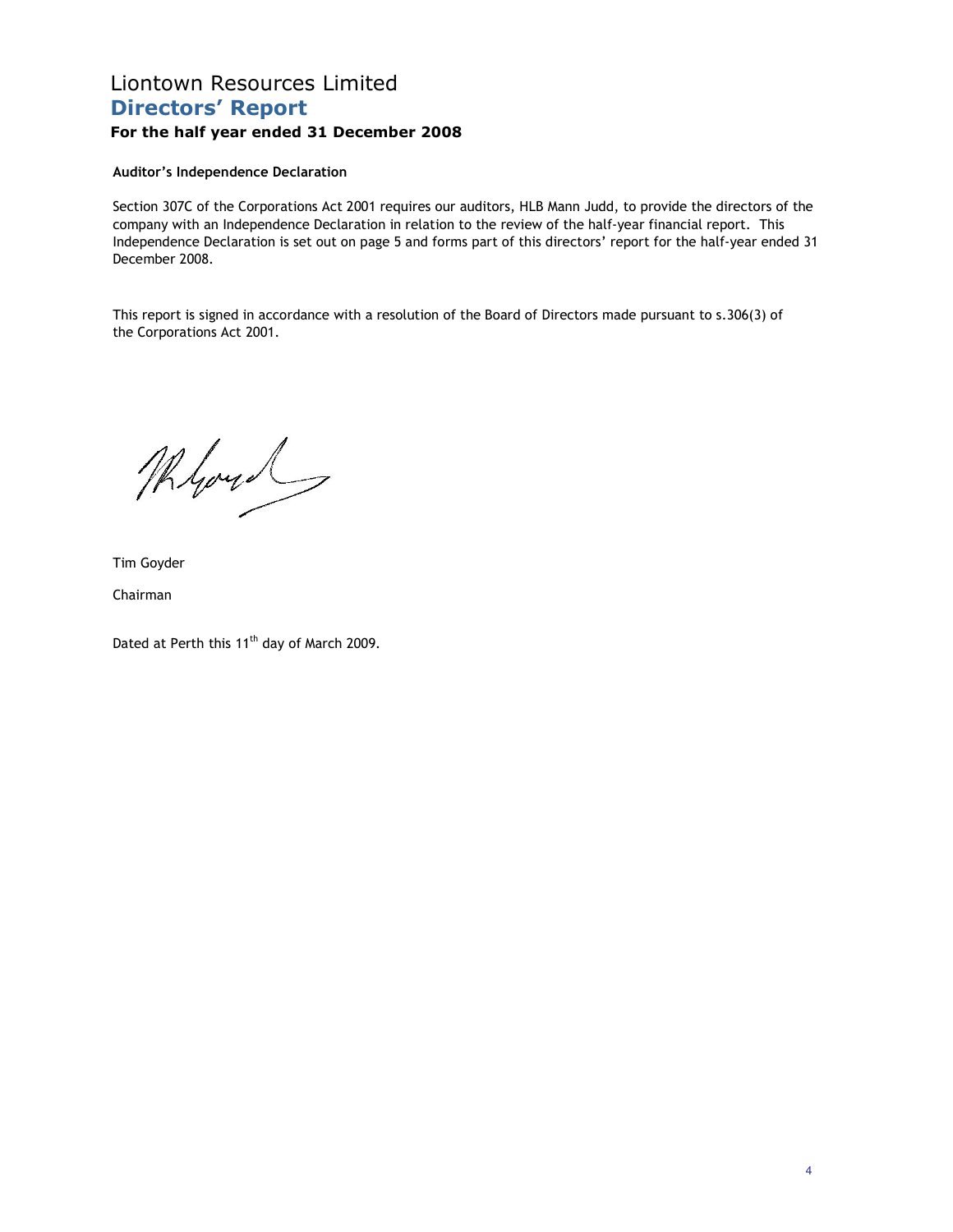# Liontown Resources Limited

## Directors' Report

### For the half year ended 31 December 2008

**Auditor's Independence Declaration**

Section 307C of the Corporations Act 2001 requires our auditors, HLB Mann Judd, to provide the directors of the company with an Independence Declaration in relation to the review of the half-year financial report. This Independence Declaration is set out on page 5 and forms part of this directors' report for the half-year ended 31 December 2008.

This report is signed in accordance with a resolution of the Board of Directors made pursuant to s.306(3) of the Corporations Act 2001.

Tim Goyder

Chairman

Dated at Perth this 11th day of March 2009.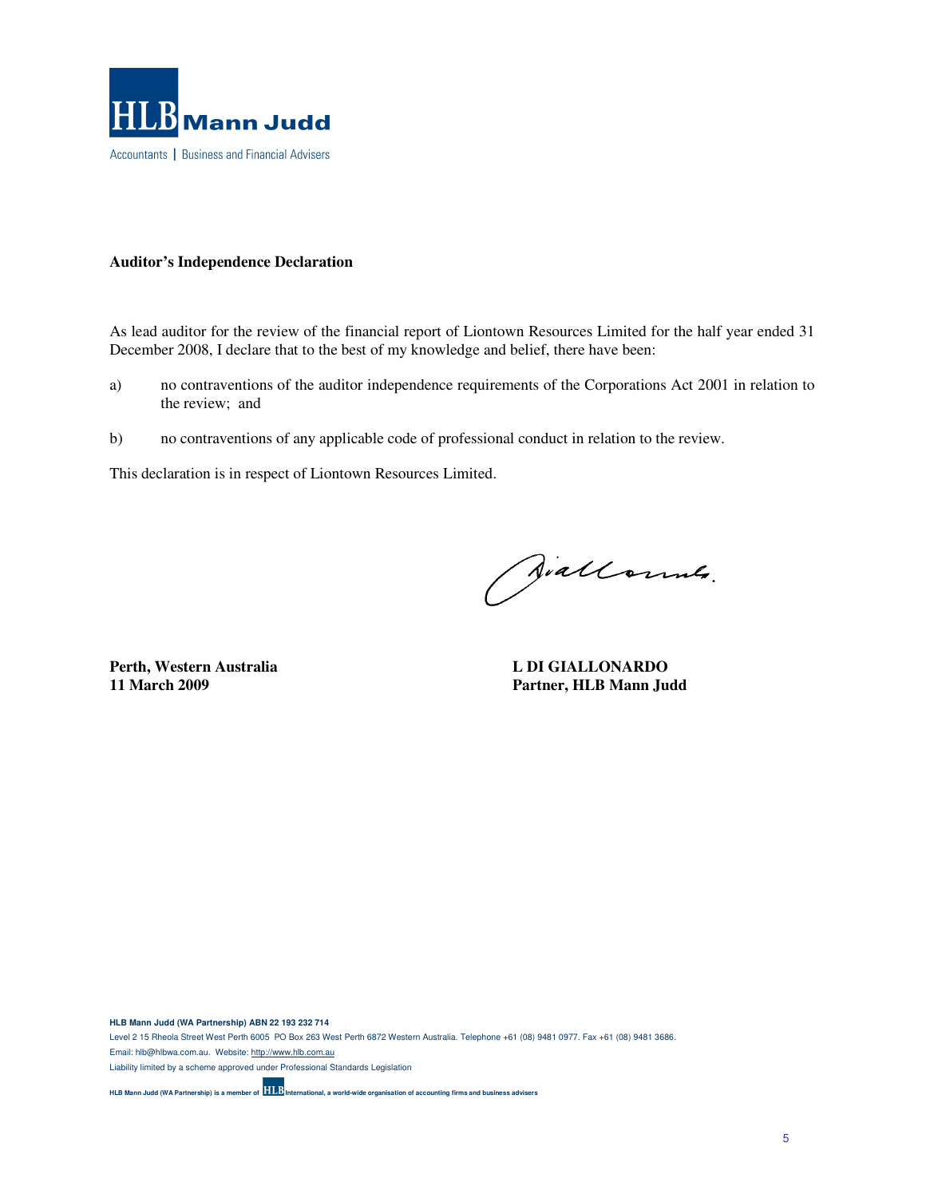HLB Mann Judd

Accountants | Business and Financial Advisers

**Auditor's Independence Declaration**

As lead auditor for the review of the financial report of Liontown Resources Limited for the half year ended 31 December 2008, I declare that to the best of my knowledge and belief, there have been:

a) no contraventions of the auditor independence requirements of the Corporations Act 2001 in relation to the review; and

b) no contraventions of any applicable code of professional conduct in relation to the review.

This declaration is in respect of Liontown Resources Limited.

**Perth, Western Australia**
**11 March 2009**

**L DI GIALLONARDO**
**Partner, HLB Mann Judd**

**HLB Mann Judd (WA Partnership) ABN 22 193 232 714**

Level 2 15 Rheola Street West Perth 6005 PO Box 263 West Perth 6872 Western Australia. Telephone +61 (08) 9481 0977. Fax +61 (08) 9481 3686.

Email: hlb@hlbwa.com.au. Website: http://www.hlb.com.au

Liability limited by a scheme approved under Professional Standards Legislation

HLB Mann Judd (WA Partnership) is a member of HLB International, a world-wide organisation of accounting firms and business advisers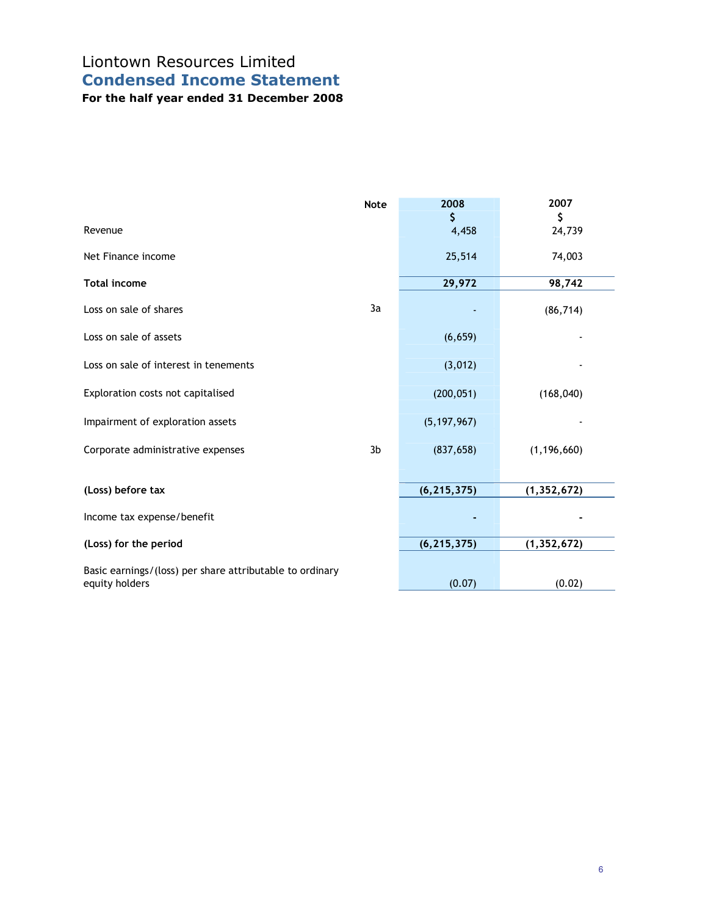# Liontown Resources Limited

## Condensed Income Statement

**For the half year ended 31 December 2008**

| | Note | 2008<br>$ | 2007<br>$ |
|---|---|---|---|
| Revenue | | 4,458 | 24,739 |
| Net Finance income | | 25,514 | 74,003 |
| **Total income** | | **29,972** | **98,742** |
| Loss on sale of shares | 3a | - | (86,714) |
| Loss on sale of assets | | (6,659) | - |
| Loss on sale of interest in tenements | | (3,012) | - |
| Exploration costs not capitalised | | (200,051) | (168,040) |
| Impairment of exploration assets | | (5,197,967) | - |
| Corporate administrative expenses | 3b | (837,658) | (1,196,660) |
| **(Loss) before tax** | | **(6,215,375)** | **(1,352,672)** |
| Income tax expense/benefit | | - | - |
| **(Loss) for the period** | | **(6,215,375)** | **(1,352,672)** |
| Basic earnings/(loss) per share attributable to ordinary equity holders | | (0.07) | (0.02) |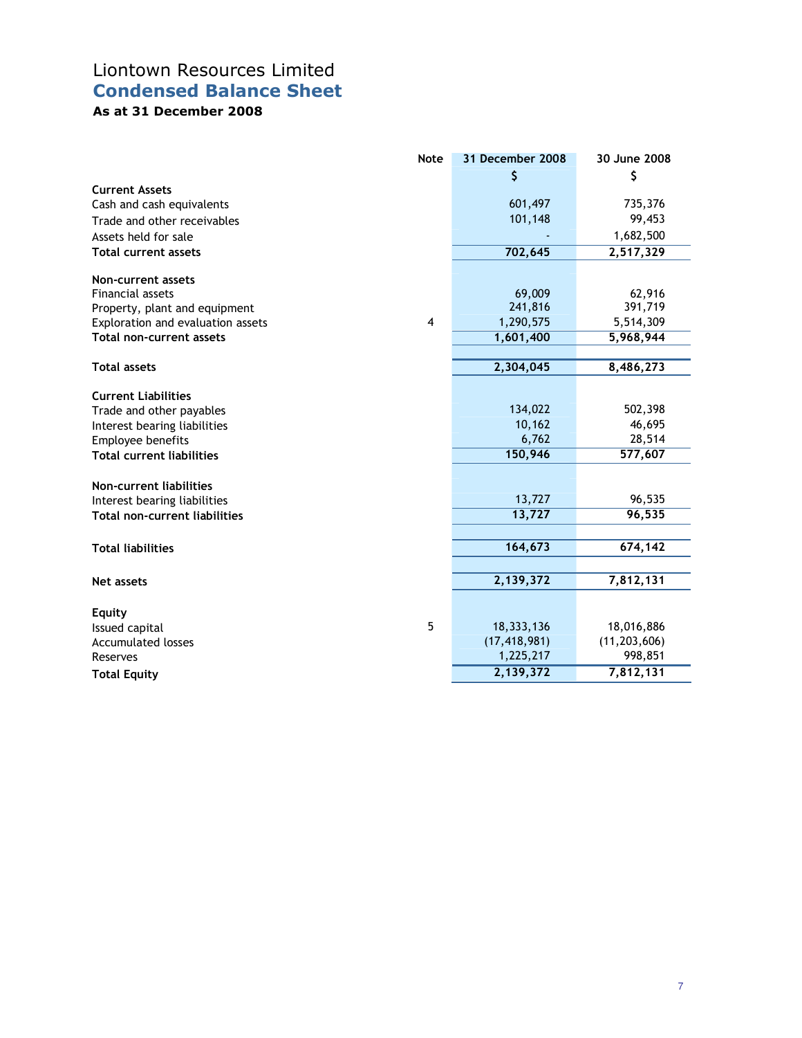# Liontown Resources Limited

## Condensed Balance Sheet

### As at 31 December 2008

| | Note | 31 December 2008 | 30 June 2008 |
|---|---|---|---|
| | | $ | $ |
| **Current Assets** | | | |
| Cash and cash equivalents | | 601,497 | 735,376 |
| Trade and other receivables | | 101,148 | 99,453 |
| Assets held for sale | | - | 1,682,500 |
| **Total current assets** | | **702,645** | **2,517,329** |
| | | | |
| **Non-current assets** | | | |
| Financial assets | | 69,009 | 62,916 |
| Property, plant and equipment | | 241,816 | 391,719 |
| Exploration and evaluation assets | 4 | 1,290,575 | 5,514,309 |
| **Total non-current assets** | | **1,601,400** | **5,968,944** |
| | | | |
| **Total assets** | | **2,304,045** | **8,486,273** |
| | | | |
| **Current Liabilities** | | | |
| Trade and other payables | | 134,022 | 502,398 |
| Interest bearing liabilities | | 10,162 | 46,695 |
| Employee benefits | | 6,762 | 28,514 |
| **Total current liabilities** | | **150,946** | **577,607** |
| | | | |
| **Non-current liabilities** | | | |
| Interest bearing liabilities | | 13,727 | 96,535 |
| **Total non-current liabilities** | | **13,727** | **96,535** |
| | | | |
| **Total liabilities** | | **164,673** | **674,142** |
| | | | |
| **Net assets** | | **2,139,372** | **7,812,131** |
| | | | |
| **Equity** | | | |
| Issued capital | 5 | 18,333,136 | 18,016,886 |
| Accumulated losses | | (17,418,981) | (11,203,606) |
| Reserves | | 1,225,217 | 998,851 |
| **Total Equity** | | **2,139,372** | **7,812,131** |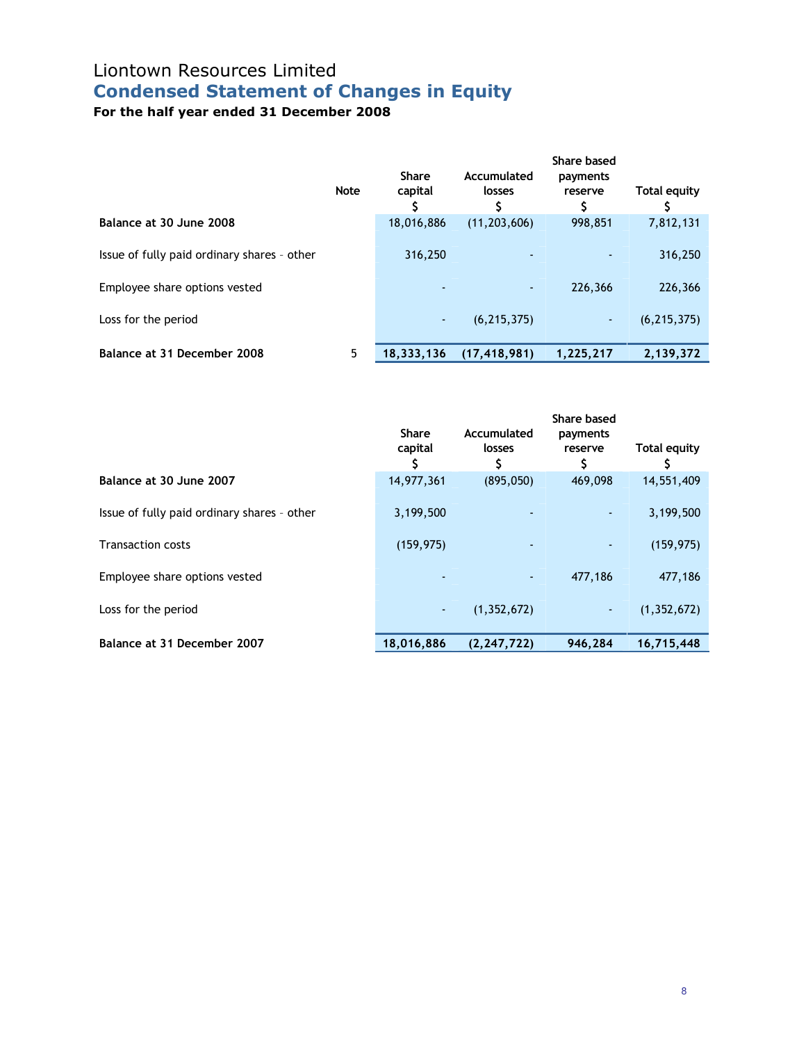# Liontown Resources Limited

## Condensed Statement of Changes in Equity

### For the half year ended 31 December 2008

| | Note | Share capital $ | Accumulated losses $ | Share based payments reserve $ | Total equity $ |
|---|---|---|---|---|---|
| **Balance at 30 June 2008** | | 18,016,886 | (11,203,606) | 998,851 | 7,812,131 |
| Issue of fully paid ordinary shares - other | | 316,250 | - | - | 316,250 |
| Employee share options vested | | - | - | 226,366 | 226,366 |
| Loss for the period | | - | (6,215,375) | - | (6,215,375) |
| **Balance at 31 December 2008** | 5 | **18,333,136** | **(17,418,981)** | **1,225,217** | **2,139,372** |

| | Share capital $ | Accumulated losses $ | Share based payments reserve $ | Total equity $ |
|---|---|---|---|---|
| **Balance at 30 June 2007** | 14,977,361 | (895,050) | 469,098 | 14,551,409 |
| Issue of fully paid ordinary shares - other | 3,199,500 | - | - | 3,199,500 |
| Transaction costs | (159,975) | - | - | (159,975) |
| Employee share options vested | - | - | 477,186 | 477,186 |
| Loss for the period | - | (1,352,672) | - | (1,352,672) |
| **Balance at 31 December 2007** | **18,016,886** | **(2,247,722)** | **946,284** | **16,715,448** |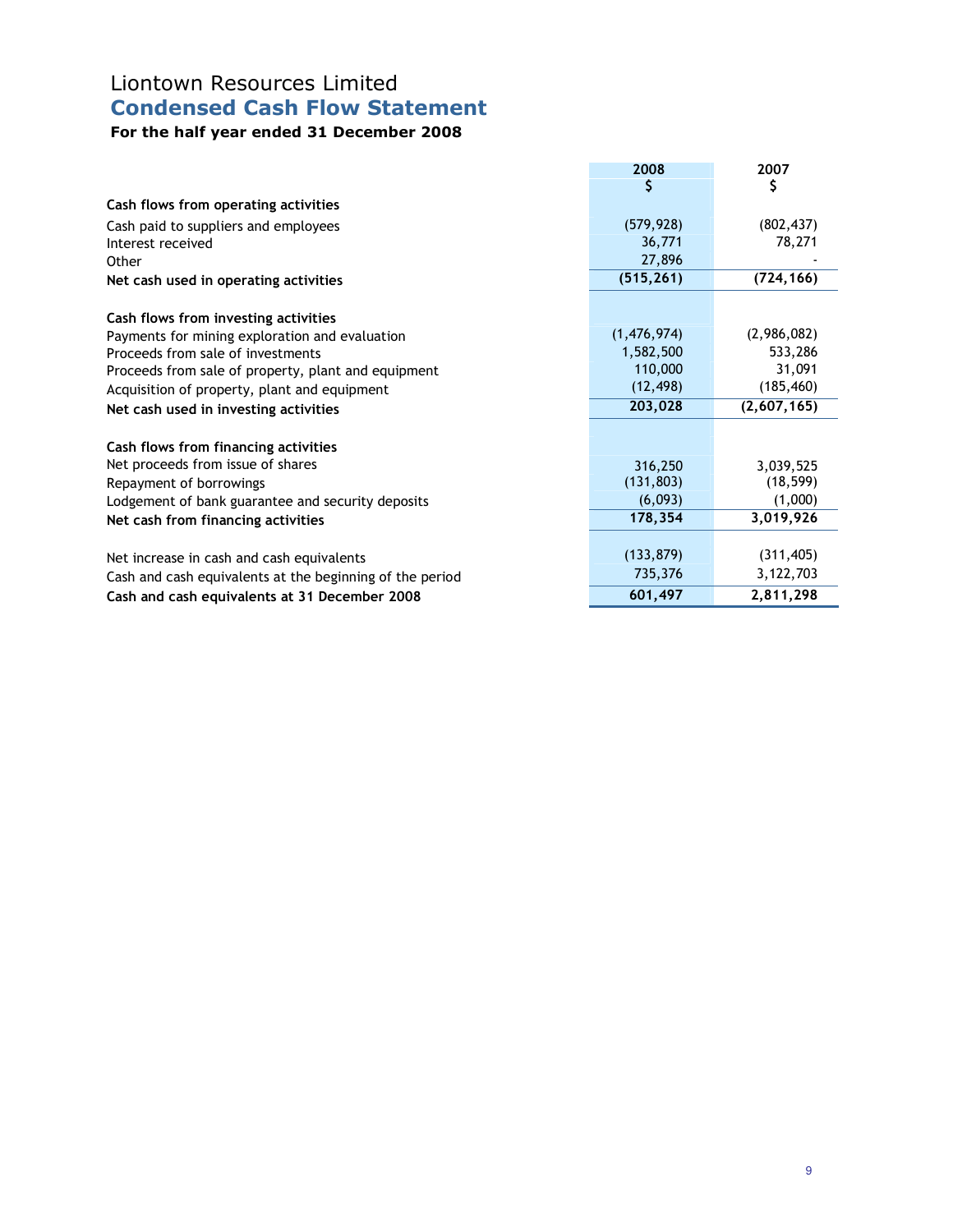# Liontown Resources Limited
## Condensed Cash Flow Statement
### For the half year ended 31 December 2008

| | 2008 $ | 2007 $ |
|---|---|---|
| **Cash flows from operating activities** | | |
| Cash paid to suppliers and employees | (579,928) | (802,437) |
| Interest received | 36,771 | 78,271 |
| Other | 27,896 | - |
| **Net cash used in operating activities** | **(515,261)** | **(724,166)** |
| | | |
| **Cash flows from investing activities** | | |
| Payments for mining exploration and evaluation | (1,476,974) | (2,986,082) |
| Proceeds from sale of investments | 1,582,500 | 533,286 |
| Proceeds from sale of property, plant and equipment | 110,000 | 31,091 |
| Acquisition of property, plant and equipment | (12,498) | (185,460) |
| **Net cash used in investing activities** | **203,028** | **(2,607,165)** |
| | | |
| **Cash flows from financing activities** | | |
| Net proceeds from issue of shares | 316,250 | 3,039,525 |
| Repayment of borrowings | (131,803) | (18,599) |
| Lodgement of bank guarantee and security deposits | (6,093) | (1,000) |
| **Net cash from financing activities** | **178,354** | **3,019,926** |
| | | |
| Net increase in cash and cash equivalents | (133,879) | (311,405) |
| Cash and cash equivalents at the beginning of the period | 735,376 | 3,122,703 |
| **Cash and cash equivalents at 31 December 2008** | **601,497** | **2,811,298** |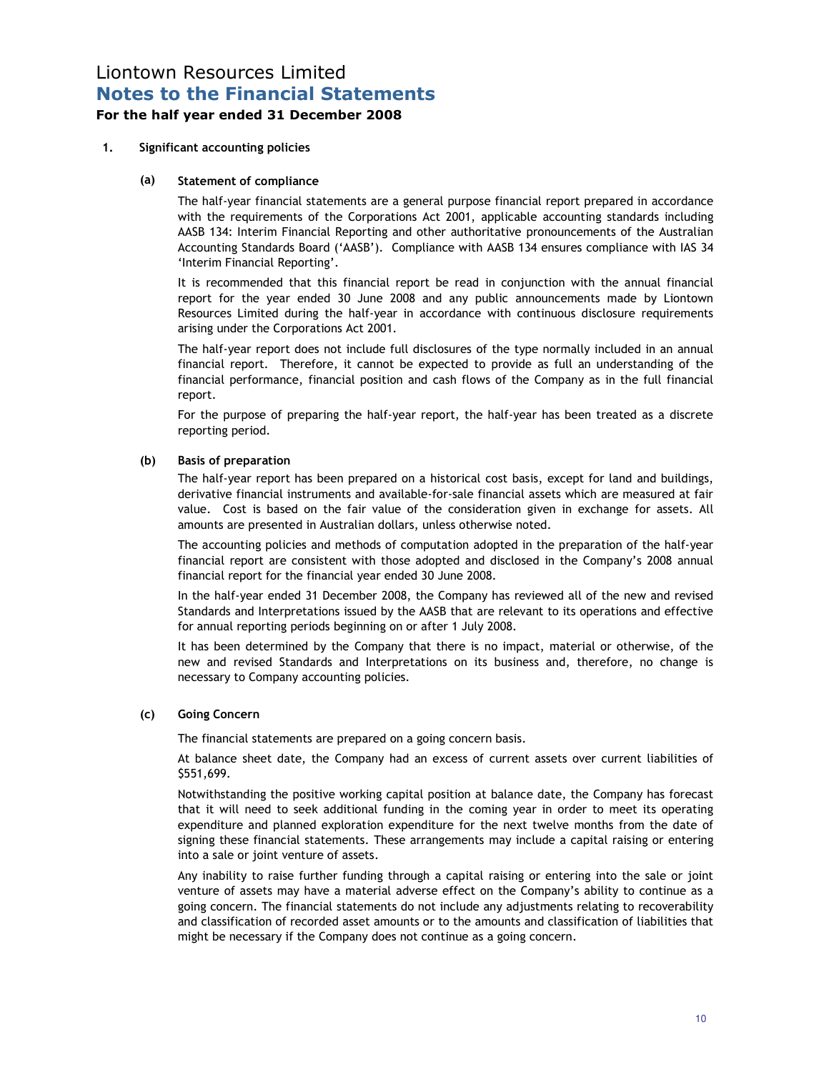# Liontown Resources Limited

## Notes to the Financial Statements

### For the half year ended 31 December 2008

**1. Significant accounting policies**

**(a) Statement of compliance**

The half-year financial statements are a general purpose financial report prepared in accordance with the requirements of the Corporations Act 2001, applicable accounting standards including AASB 134: Interim Financial Reporting and other authoritative pronouncements of the Australian Accounting Standards Board ('AASB'). Compliance with AASB 134 ensures compliance with IAS 34 'Interim Financial Reporting'.

It is recommended that this financial report be read in conjunction with the annual financial report for the year ended 30 June 2008 and any public announcements made by Liontown Resources Limited during the half-year in accordance with continuous disclosure requirements arising under the Corporations Act 2001.

The half-year report does not include full disclosures of the type normally included in an annual financial report. Therefore, it cannot be expected to provide as full an understanding of the financial performance, financial position and cash flows of the Company as in the full financial report.

For the purpose of preparing the half-year report, the half-year has been treated as a discrete reporting period.

**(b) Basis of preparation**

The half-year report has been prepared on a historical cost basis, except for land and buildings, derivative financial instruments and available-for-sale financial assets which are measured at fair value. Cost is based on the fair value of the consideration given in exchange for assets. All amounts are presented in Australian dollars, unless otherwise noted.

The accounting policies and methods of computation adopted in the preparation of the half-year financial report are consistent with those adopted and disclosed in the Company's 2008 annual financial report for the financial year ended 30 June 2008.

In the half-year ended 31 December 2008, the Company has reviewed all of the new and revised Standards and Interpretations issued by the AASB that are relevant to its operations and effective for annual reporting periods beginning on or after 1 July 2008.

It has been determined by the Company that there is no impact, material or otherwise, of the new and revised Standards and Interpretations on its business and, therefore, no change is necessary to Company accounting policies.

**(c) Going Concern**

The financial statements are prepared on a going concern basis.

At balance sheet date, the Company had an excess of current assets over current liabilities of $551,699.

Notwithstanding the positive working capital position at balance date, the Company has forecast that it will need to seek additional funding in the coming year in order to meet its operating expenditure and planned exploration expenditure for the next twelve months from the date of signing these financial statements. These arrangements may include a capital raising or entering into a sale or joint venture of assets.

Any inability to raise further funding through a capital raising or entering into the sale or joint venture of assets may have a material adverse effect on the Company's ability to continue as a going concern. The financial statements do not include any adjustments relating to recoverability and classification of recorded asset amounts or to the amounts and classification of liabilities that might be necessary if the Company does not continue as a going concern.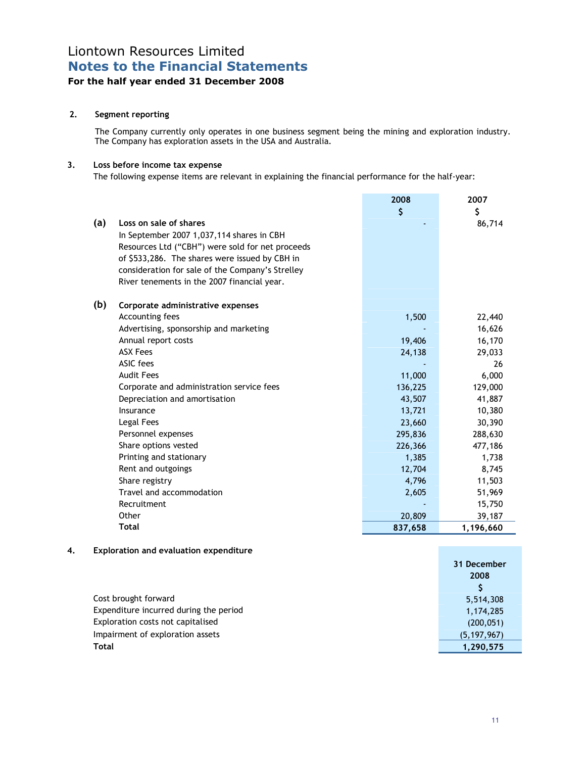# Liontown Resources Limited
## Notes to the Financial Statements
### For the half year ended 31 December 2008

**2. Segment reporting**

The Company currently only operates in one business segment being the mining and exploration industry. The Company has exploration assets in the USA and Australia.

**3. Loss before income tax expense**

The following expense items are relevant in explaining the financial performance for the half-year:

| | | 2008 $ | 2007 $ |
|---|---|---|---|
| **(a)** | **Loss on sale of shares** | - | 86,714 |
| | In September 2007 1,037,114 shares in CBH Resources Ltd ("CBH") were sold for net proceeds of $533,286. The shares were issued by CBH in consideration for sale of the Company's Strelley River tenements in the 2007 financial year. | | |
| **(b)** | **Corporate administrative expenses** | | |
| | Accounting fees | 1,500 | 22,440 |
| | Advertising, sponsorship and marketing | - | 16,626 |
| | Annual report costs | 19,406 | 16,170 |
| | ASX Fees | 24,138 | 29,033 |
| | ASIC fees | - | 26 |
| | Audit Fees | 11,000 | 6,000 |
| | Corporate and administration service fees | 136,225 | 129,000 |
| | Depreciation and amortisation | 43,507 | 41,887 |
| | Insurance | 13,721 | 10,380 |
| | Legal Fees | 23,660 | 30,390 |
| | Personnel expenses | 295,836 | 288,630 |
| | Share options vested | 226,366 | 477,186 |
| | Printing and stationary | 1,385 | 1,738 |
| | Rent and outgoings | 12,704 | 8,745 |
| | Share registry | 4,796 | 11,503 |
| | Travel and accommodation | 2,605 | 51,969 |
| | Recruitment | - | 15,750 |
| | Other | 20,809 | 39,187 |
| | **Total** | **837,658** | **1,196,660** |

**4. Exploration and evaluation expenditure**

| | 31 December 2008 $ |
|---|---|
| Cost brought forward | 5,514,308 |
| Expenditure incurred during the period | 1,174,285 |
| Exploration costs not capitalised | (200,051) |
| Impairment of exploration assets | (5,197,967) |
| **Total** | **1,290,575** |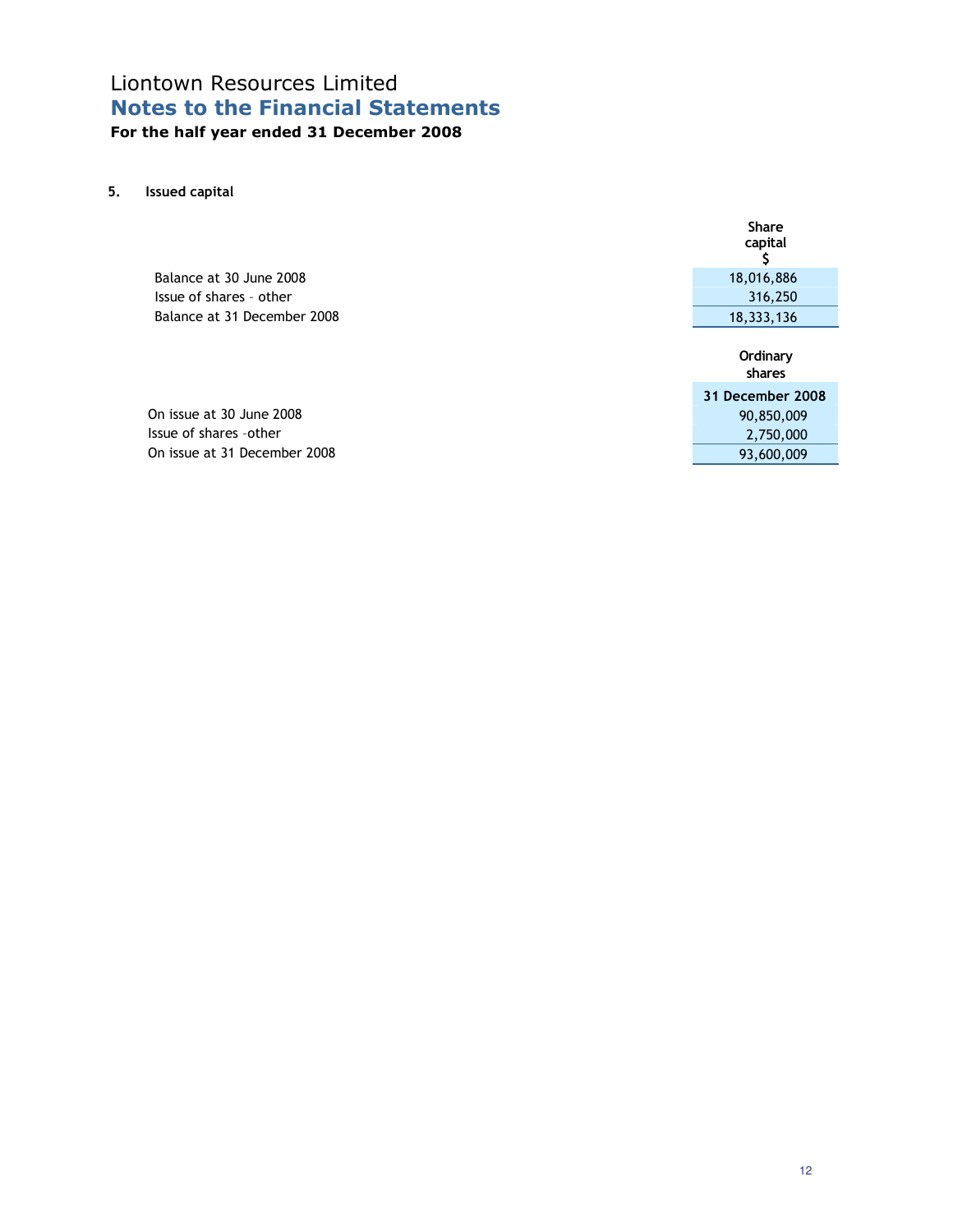Liontown Resources Limited

## Notes to the Financial Statements

**For the half year ended 31 December 2008**

### 5. Issued capital

| | Share capital $ |
|---|---|
| Balance at 30 June 2008 | 18,016,886 |
| Issue of shares - other | 316,250 |
| Balance at 31 December 2008 | 18,333,136 |

| | Ordinary shares |
|---|---|
| | **31 December 2008** |
| On issue at 30 June 2008 | 90,850,009 |
| Issue of shares -other | 2,750,000 |
| On issue at 31 December 2008 | 93,600,009 |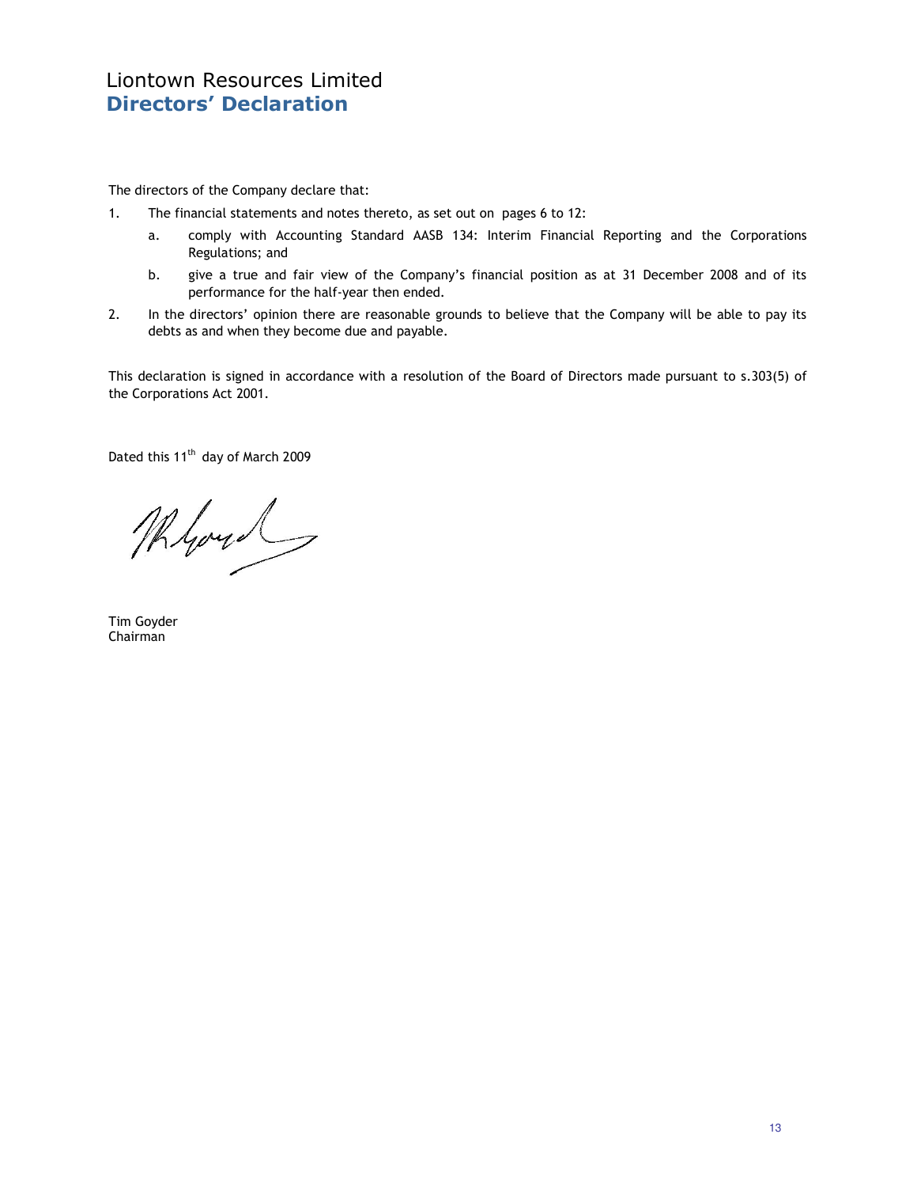# Liontown Resources Limited
## Directors' Declaration

The directors of the Company declare that:

1. The financial statements and notes thereto, as set out on pages 6 to 12:
   a. comply with Accounting Standard AASB 134: Interim Financial Reporting and the Corporations Regulations; and
   b. give a true and fair view of the Company's financial position as at 31 December 2008 and of its performance for the half-year then ended.
2. In the directors' opinion there are reasonable grounds to believe that the Company will be able to pay its debts as and when they become due and payable.

This declaration is signed in accordance with a resolution of the Board of Directors made pursuant to s.303(5) of the Corporations Act 2001.

Dated this 11th day of March 2009

Tim Goyder
Chairman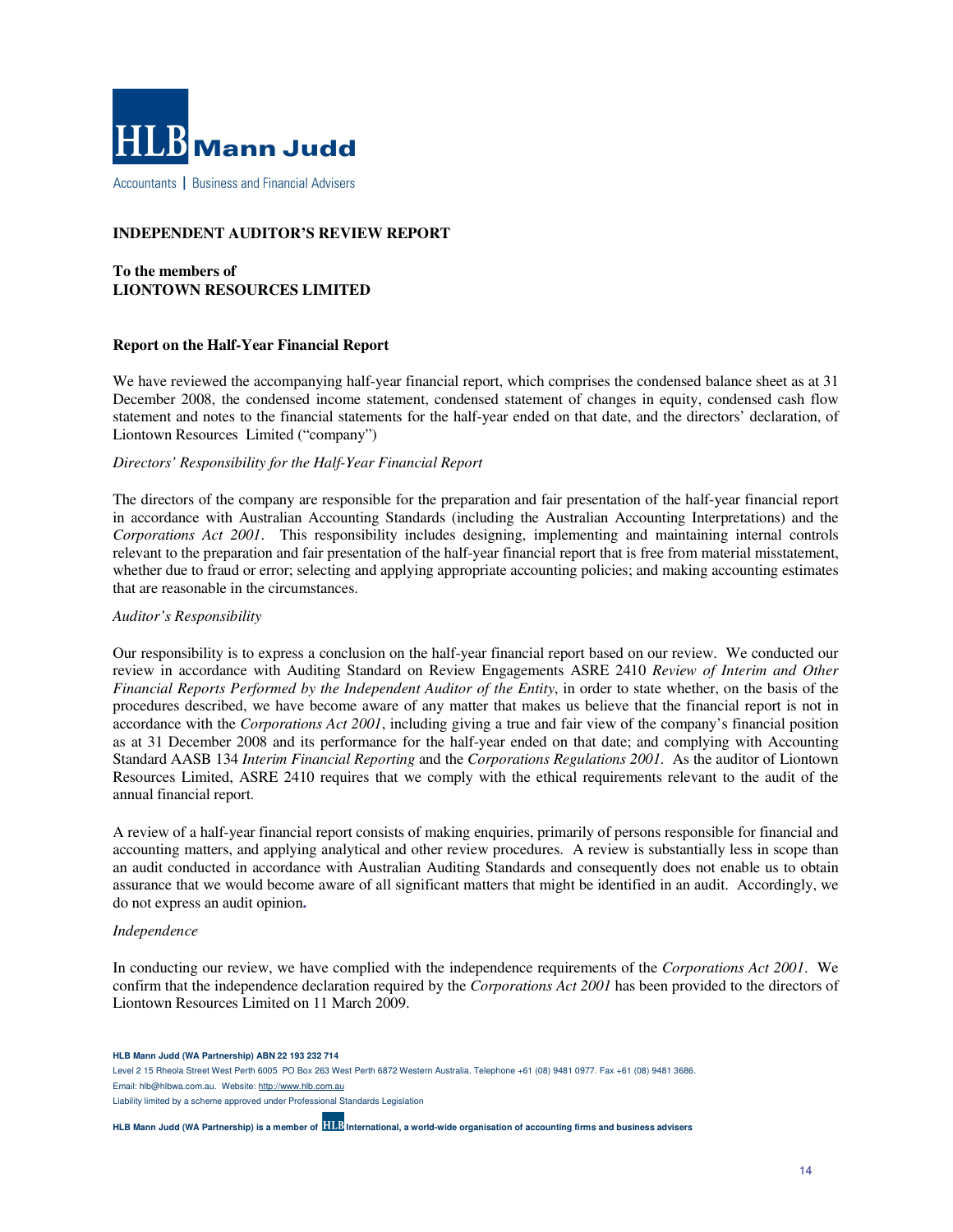HLB Mann Judd

Accountants | Business and Financial Advisers

**INDEPENDENT AUDITOR'S REVIEW REPORT**

**To the members of**
**LIONTOWN RESOURCES LIMITED**

**Report on the Half-Year Financial Report**

We have reviewed the accompanying half-year financial report, which comprises the condensed balance sheet as at 31 December 2008, the condensed income statement, condensed statement of changes in equity, condensed cash flow statement and notes to the financial statements for the half-year ended on that date, and the directors' declaration, of Liontown Resources Limited ("company")

*Directors' Responsibility for the Half-Year Financial Report*

The directors of the company are responsible for the preparation and fair presentation of the half-year financial report in accordance with Australian Accounting Standards (including the Australian Accounting Interpretations) and the *Corporations Act 2001*. This responsibility includes designing, implementing and maintaining internal controls relevant to the preparation and fair presentation of the half-year financial report that is free from material misstatement, whether due to fraud or error; selecting and applying appropriate accounting policies; and making accounting estimates that are reasonable in the circumstances.

*Auditor's Responsibility*

Our responsibility is to express a conclusion on the half-year financial report based on our review. We conducted our review in accordance with Auditing Standard on Review Engagements ASRE 2410 *Review of Interim and Other Financial Reports Performed by the Independent Auditor of the Entity*, in order to state whether, on the basis of the procedures described, we have become aware of any matter that makes us believe that the financial report is not in accordance with the *Corporations Act 2001*, including giving a true and fair view of the company's financial position as at 31 December 2008 and its performance for the half-year ended on that date; and complying with Accounting Standard AASB 134 *Interim Financial Reporting* and the *Corporations Regulations 2001*. As the auditor of Liontown Resources Limited, ASRE 2410 requires that we comply with the ethical requirements relevant to the audit of the annual financial report.

A review of a half-year financial report consists of making enquiries, primarily of persons responsible for financial and accounting matters, and applying analytical and other review procedures. A review is substantially less in scope than an audit conducted in accordance with Australian Auditing Standards and consequently does not enable us to obtain assurance that we would become aware of all significant matters that might be identified in an audit. Accordingly, we do not express an audit opinion.

*Independence*

In conducting our review, we have complied with the independence requirements of the *Corporations Act 2001*. We confirm that the independence declaration required by the *Corporations Act 2001* has been provided to the directors of Liontown Resources Limited on 11 March 2009.

**HLB Mann Judd (WA Partnership) ABN 22 193 232 714**
Level 2 15 Rheola Street West Perth 6005 PO Box 263 West Perth 6872 Western Australia. Telephone +61 (08) 9481 0977. Fax +61 (08) 9481 3686.
Email: hlb@hlbwa.com.au. Website: http://www.hlb.com.au
Liability limited by a scheme approved under Professional Standards Legislation

**HLB Mann Judd (WA Partnership) is a member of HLB International, a world-wide organisation of accounting firms and business advisers**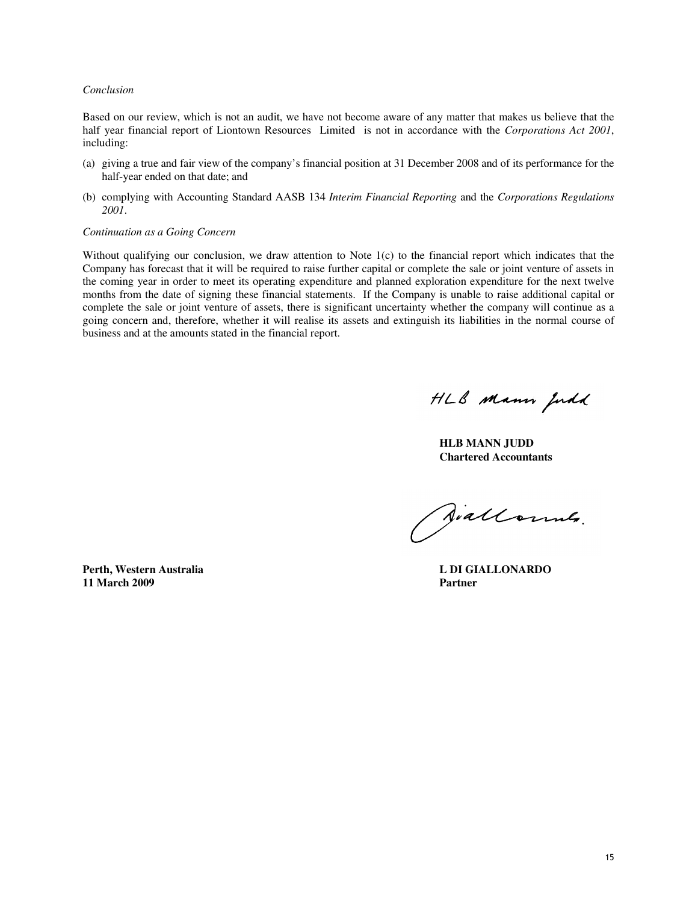*Conclusion*

Based on our review, which is not an audit, we have not become aware of any matter that makes us believe that the half year financial report of Liontown Resources Limited is not in accordance with the *Corporations Act 2001*, including:

(a) giving a true and fair view of the company's financial position at 31 December 2008 and of its performance for the half-year ended on that date; and

(b) complying with Accounting Standard AASB 134 *Interim Financial Reporting* and the *Corporations Regulations 2001*.

*Continuation as a Going Concern*

Without qualifying our conclusion, we draw attention to Note 1(c) to the financial report which indicates that the Company has forecast that it will be required to raise further capital or complete the sale or joint venture of assets in the coming year in order to meet its operating expenditure and planned exploration expenditure for the next twelve months from the date of signing these financial statements. If the Company is unable to raise additional capital or complete the sale or joint venture of assets, there is significant uncertainty whether the company will continue as a going concern and, therefore, whether it will realise its assets and extinguish its liabilities in the normal course of business and at the amounts stated in the financial report.

**HLB MANN JUDD**
**Chartered Accountants**

**Perth, Western Australia**
**11 March 2009**

**L DI GIALLONARDO**
**Partner**